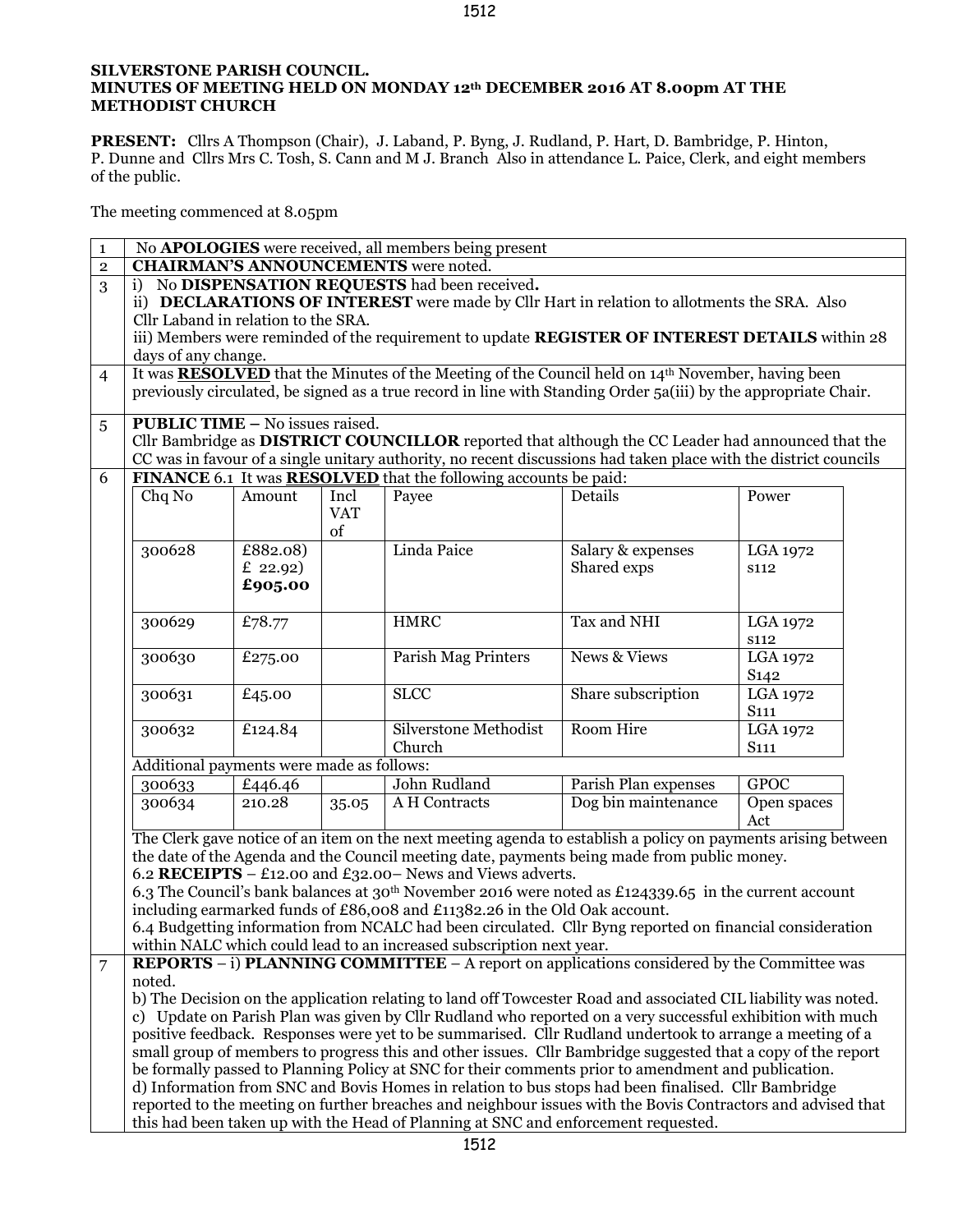**SILVERSTONE PARISH COUNCIL.**
**MINUTES OF MEETING HELD ON MONDAY 12th DECEMBER 2016 AT 8.00pm AT THE METHODIST CHURCH**

**PRESENT:** Cllrs A Thompson (Chair), J. Laband, P. Byng, J. Rudland, P. Hart, D. Bambridge, P. Hinton, P. Dunne and Cllrs Mrs C. Tosh, S. Cann and M J. Branch Also in attendance L. Paice, Clerk, and eight members of the public.

The meeting commenced at 8.05pm

1 No **APOLOGIES** were received, all members being present

2 **CHAIRMAN'S ANNOUNCEMENTS** were noted.

3 i) No **DISPENSATION REQUESTS** had been received.
ii) **DECLARATIONS OF INTEREST** were made by Cllr Hart in relation to allotments the SRA. Also Cllr Laband in relation to the SRA.
iii) Members were reminded of the requirement to update **REGISTER OF INTEREST DETAILS** within 28 days of any change.

4 It was **RESOLVED** that the Minutes of the Meeting of the Council held on 14th November, having been previously circulated, be signed as a true record in line with Standing Order 5a(iii) by the appropriate Chair.

5 **PUBLIC TIME –** No issues raised.
Cllr Bambridge as **DISTRICT COUNCILLOR** reported that although the CC Leader had announced that the CC was in favour of a single unitary authority, no recent discussions had taken place with the district councils

6 **FINANCE** 6.1 It was **RESOLVED** that the following accounts be paid:

| Chq No | Amount | Incl VAT of | Payee | Details | Power |
|---|---|---|---|---|---|
| 300628 | £882.08) £ 22.92) **£905.00** | | Linda Paice | Salary & expenses Shared exps | LGA 1972 s112 |
| 300629 | £78.77 | | HMRC | Tax and NHI | LGA 1972 s112 |
| 300630 | £275.00 | | Parish Mag Printers | News & Views | LGA 1972 S142 |
| 300631 | £45.00 | | SLCC | Share subscription | LGA 1972 S111 |
| 300632 | £124.84 | | Silverstone Methodist Church | Room Hire | LGA 1972 S111 |

Additional payments were made as follows:

| Chq No | Amount | Incl VAT of | Payee | Details | Power |
|---|---|---|---|---|---|
| 300633 | £446.46 | | John Rudland | Parish Plan expenses | GPOC |
| 300634 | 210.28 | 35.05 | A H Contracts | Dog bin maintenance | Open spaces Act |

The Clerk gave notice of an item on the next meeting agenda to establish a policy on payments arising between the date of the Agenda and the Council meeting date, payments being made from public money.
6.2 **RECEIPTS** – £12.00 and £32.00– News and Views adverts.
6.3 The Council's bank balances at 30th November 2016 were noted as £124339.65 in the current account including earmarked funds of £86,008 and £11382.26 in the Old Oak account.
6.4 Budgetting information from NCALC had been circulated. Cllr Byng reported on financial consideration within NALC which could lead to an increased subscription next year.

7 **REPORTS** – i) **PLANNING COMMITTEE** – A report on applications considered by the Committee was noted.
b) The Decision on the application relating to land off Towcester Road and associated CIL liability was noted.
c) Update on Parish Plan was given by Cllr Rudland who reported on a very successful exhibition with much positive feedback. Responses were yet to be summarised. Cllr Rudland undertook to arrange a meeting of a small group of members to progress this and other issues. Cllr Bambridge suggested that a copy of the report be formally passed to Planning Policy at SNC for their comments prior to amendment and publication.
d) Information from SNC and Bovis Homes in relation to bus stops had been finalised. Cllr Bambridge reported to the meeting on further breaches and neighbour issues with the Bovis Contractors and advised that this had been taken up with the Head of Planning at SNC and enforcement requested.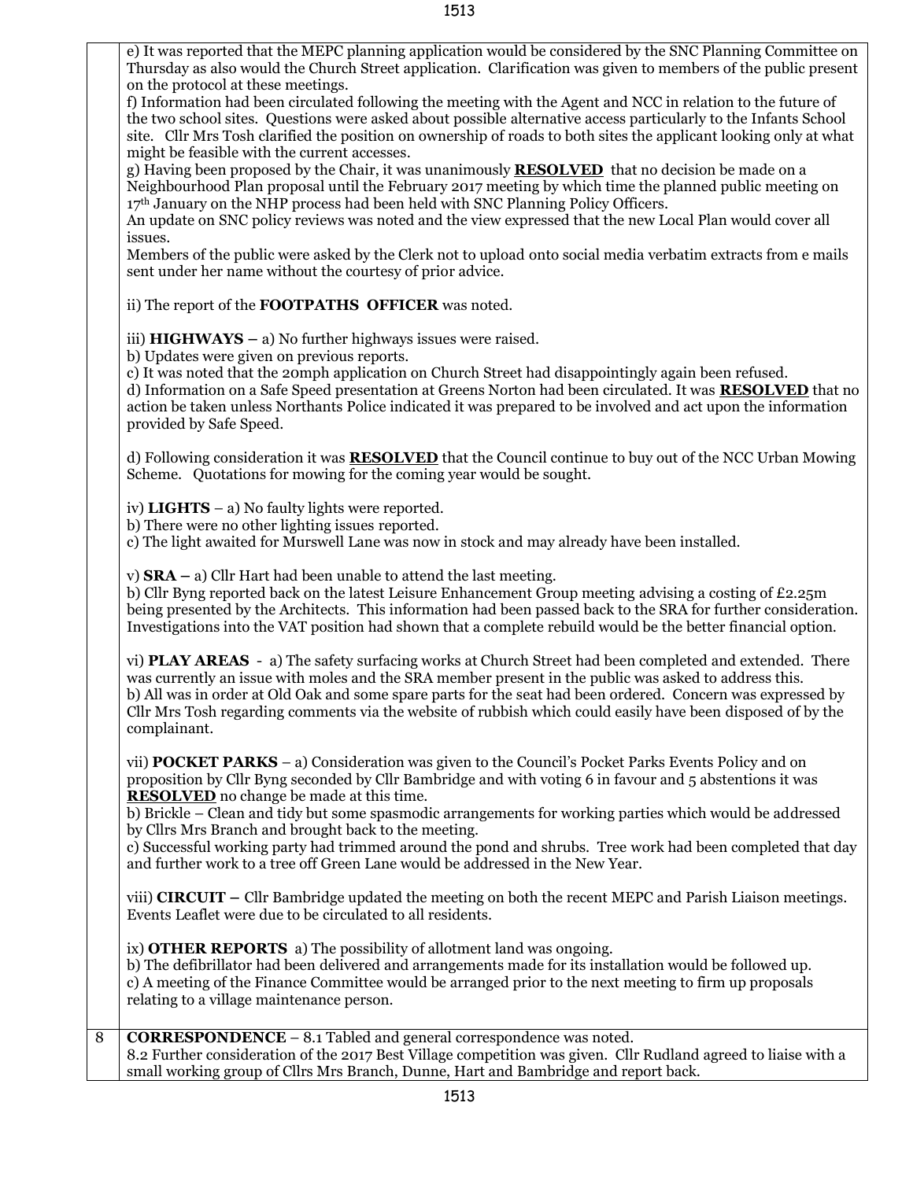e) It was reported that the MEPC planning application would be considered by the SNC Planning Committee on Thursday as also would the Church Street application. Clarification was given to members of the public present on the protocol at these meetings.
f) Information had been circulated following the meeting with the Agent and NCC in relation to the future of the two school sites. Questions were asked about possible alternative access particularly to the Infants School site. Cllr Mrs Tosh clarified the position on ownership of roads to both sites the applicant looking only at what might be feasible with the current accesses.
g) Having been proposed by the Chair, it was unanimously **RESOLVED** that no decision be made on a Neighbourhood Plan proposal until the February 2017 meeting by which time the planned public meeting on 17th January on the NHP process had been held with SNC Planning Policy Officers.
An update on SNC policy reviews was noted and the view expressed that the new Local Plan would cover all issues.
Members of the public were asked by the Clerk not to upload onto social media verbatim extracts from e mails sent under her name without the courtesy of prior advice.

ii) The report of the **FOOTPATHS OFFICER** was noted.

iii) **HIGHWAYS** – a) No further highways issues were raised.
b) Updates were given on previous reports.
c) It was noted that the 20mph application on Church Street had disappointingly again been refused.
d) Information on a Safe Speed presentation at Greens Norton had been circulated. It was **RESOLVED** that no action be taken unless Northants Police indicated it was prepared to be involved and act upon the information provided by Safe Speed.

d) Following consideration it was **RESOLVED** that the Council continue to buy out of the NCC Urban Mowing Scheme. Quotations for mowing for the coming year would be sought.

iv) **LIGHTS** – a) No faulty lights were reported.
b) There were no other lighting issues reported.
c) The light awaited for Murswell Lane was now in stock and may already have been installed.

v) **SRA** – a) Cllr Hart had been unable to attend the last meeting.
b) Cllr Byng reported back on the latest Leisure Enhancement Group meeting advising a costing of £2.25m being presented by the Architects. This information had been passed back to the SRA for further consideration. Investigations into the VAT position had shown that a complete rebuild would be the better financial option.

vi) **PLAY AREAS** - a) The safety surfacing works at Church Street had been completed and extended. There was currently an issue with moles and the SRA member present in the public was asked to address this.
b) All was in order at Old Oak and some spare parts for the seat had been ordered. Concern was expressed by Cllr Mrs Tosh regarding comments via the website of rubbish which could easily have been disposed of by the complainant.

vii) **POCKET PARKS** – a) Consideration was given to the Council's Pocket Parks Events Policy and on proposition by Cllr Byng seconded by Cllr Bambridge and with voting 6 in favour and 5 abstentions it was **RESOLVED** no change be made at this time.
b) Brickle – Clean and tidy but some spasmodic arrangements for working parties which would be addressed by Cllrs Mrs Branch and brought back to the meeting.
c) Successful working party had trimmed around the pond and shrubs. Tree work had been completed that day and further work to a tree off Green Lane would be addressed in the New Year.

viii) **CIRCUIT** – Cllr Bambridge updated the meeting on both the recent MEPC and Parish Liaison meetings. Events Leaflet were due to be circulated to all residents.

ix) **OTHER REPORTS** a) The possibility of allotment land was ongoing.
b) The defibrillator had been delivered and arrangements made for its installation would be followed up.
c) A meeting of the Finance Committee would be arranged prior to the next meeting to firm up proposals relating to a village maintenance person.

8 **CORRESPONDENCE** – 8.1 Tabled and general correspondence was noted.
8.2 Further consideration of the 2017 Best Village competition was given. Cllr Rudland agreed to liaise with a small working group of Cllrs Mrs Branch, Dunne, Hart and Bambridge and report back.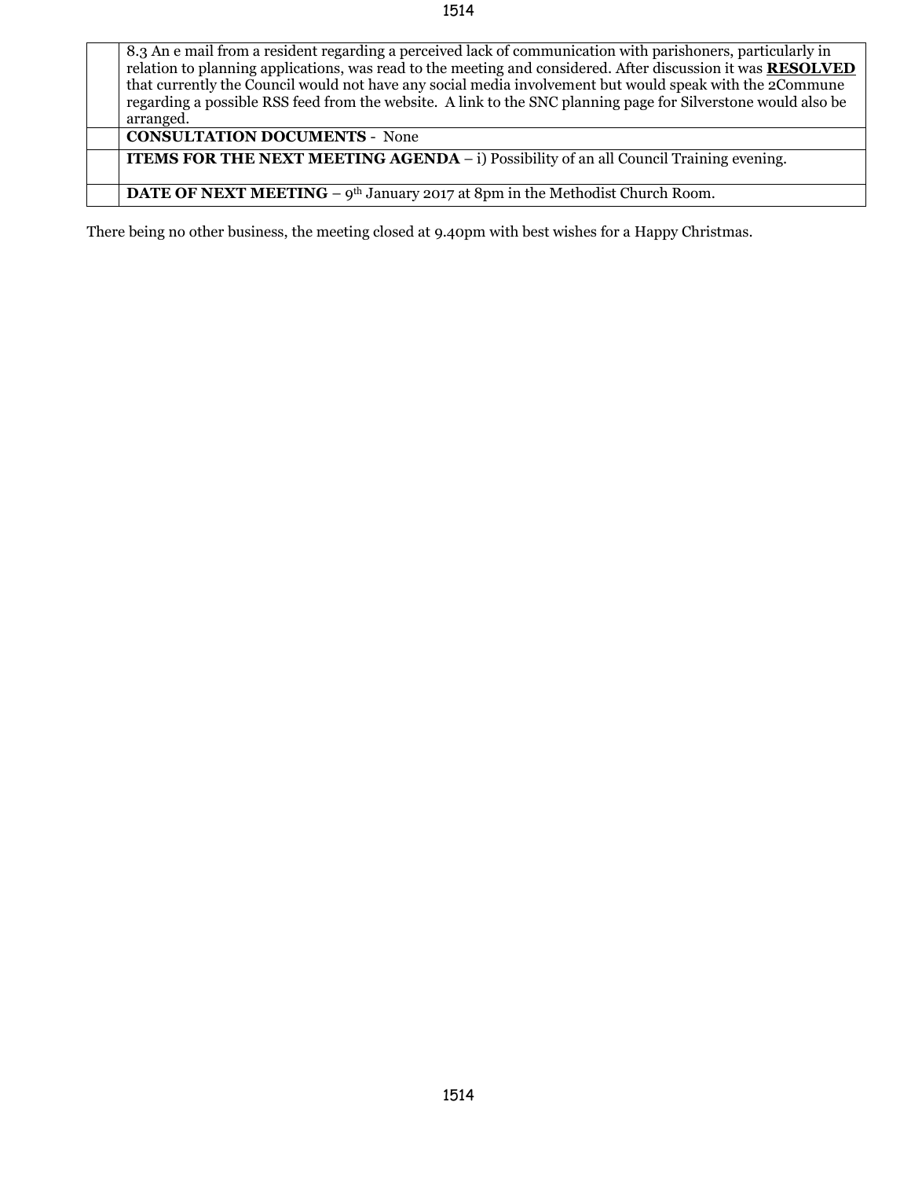| | |
|---|---|
| | 8.3 An e mail from a resident regarding a perceived lack of communication with parishoners, particularly in relation to planning applications, was read to the meeting and considered. After discussion it was **RESOLVED** that currently the Council would not have any social media involvement but would speak with the 2Commune regarding a possible RSS feed from the website. A link to the SNC planning page for Silverstone would also be arranged. |
| | **CONSULTATION DOCUMENTS** - None |
| | **ITEMS FOR THE NEXT MEETING AGENDA** – i) Possibility of an all Council Training evening. |
| | **DATE OF NEXT MEETING** – 9th January 2017 at 8pm in the Methodist Church Room. |

There being no other business, the meeting closed at 9.40pm with best wishes for a Happy Christmas.